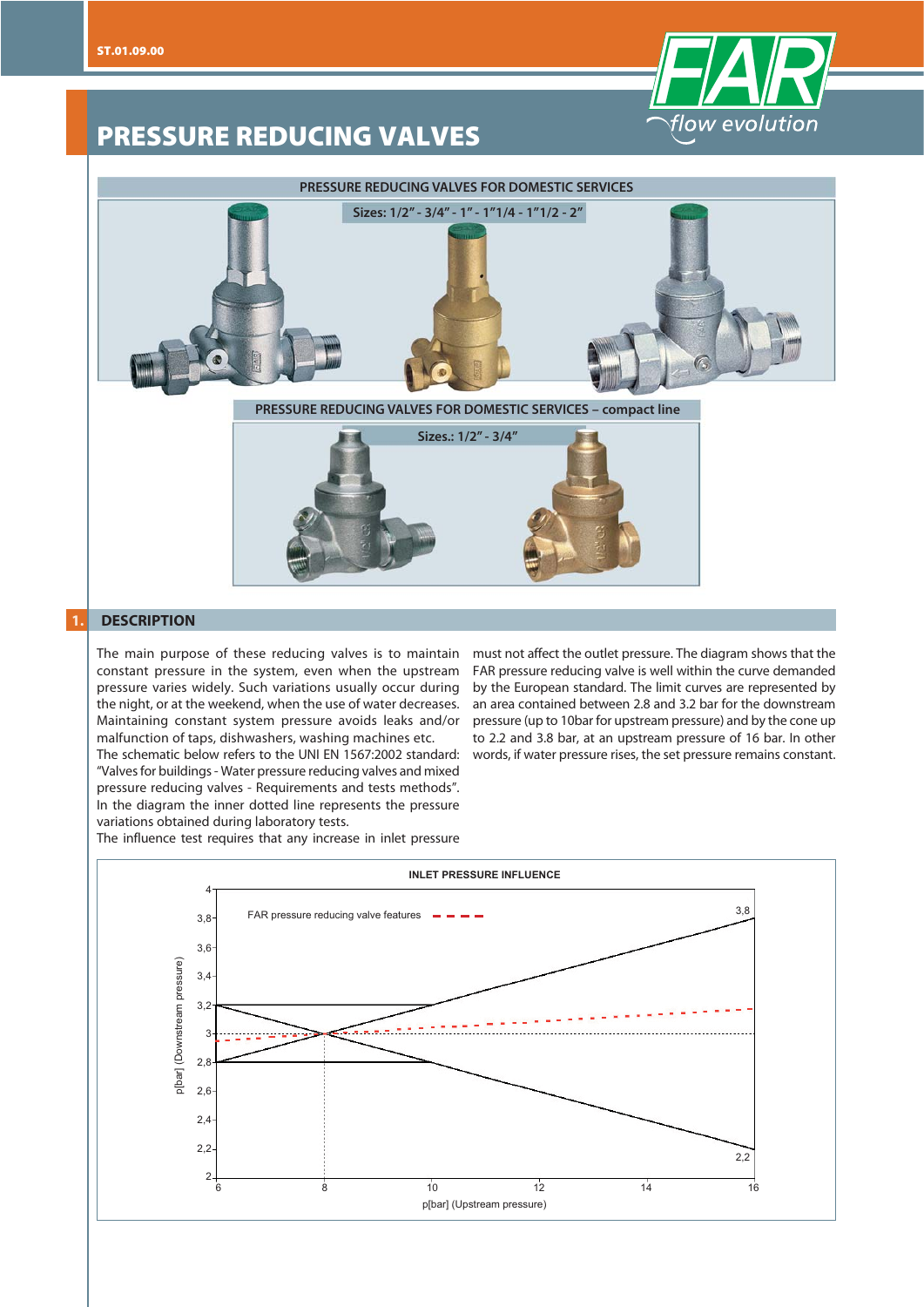# PRESSURE REDUCING VALVES

FAR flow evolution

## PRESSURE REDUCING VALVES FOR DOMESTIC SERVICES

Sizes: 1/2" - 3/4" - 1" - 1"1/4 - 1"1/2 - 2"

## PRESSURE REDUCING VALVES FOR DOMESTIC SERVICES – compact line

Sizes.: 1/2" - 3/4"

## 1. DESCRIPTION

The main purpose of these reducing valves is to maintain constant pressure in the system, even when the upstream pressure varies widely. Such variations usually occur during the night, or at the weekend, when the use of water decreases. Maintaining constant system pressure avoids leaks and/or malfunction of taps, dishwashers, washing machines etc.

The schematic below refers to the UNI EN 1567:2002 standard: "Valves for buildings - Water pressure reducing valves and mixed pressure reducing valves - Requirements and tests methods".

In the diagram the inner dotted line represents the pressure variations obtained during laboratory tests.

The influence test requires that any increase in inlet pressure must not affect the outlet pressure. The diagram shows that the FAR pressure reducing valve is well within the curve demanded by the European standard. The limit curves are represented by an area contained between 2.8 and 3.2 bar for the downstream pressure (up to 10bar for upstream pressure) and by the cone up to 2.2 and 3.8 bar, at an upstream pressure of 16 bar. In other words, if water pressure rises, the set pressure remains constant.

**INLET PRESSURE INFLUENCE**

FAR pressure reducing valve features

p[bar] (Downstream pressure)

p[bar] (Upstream pressure)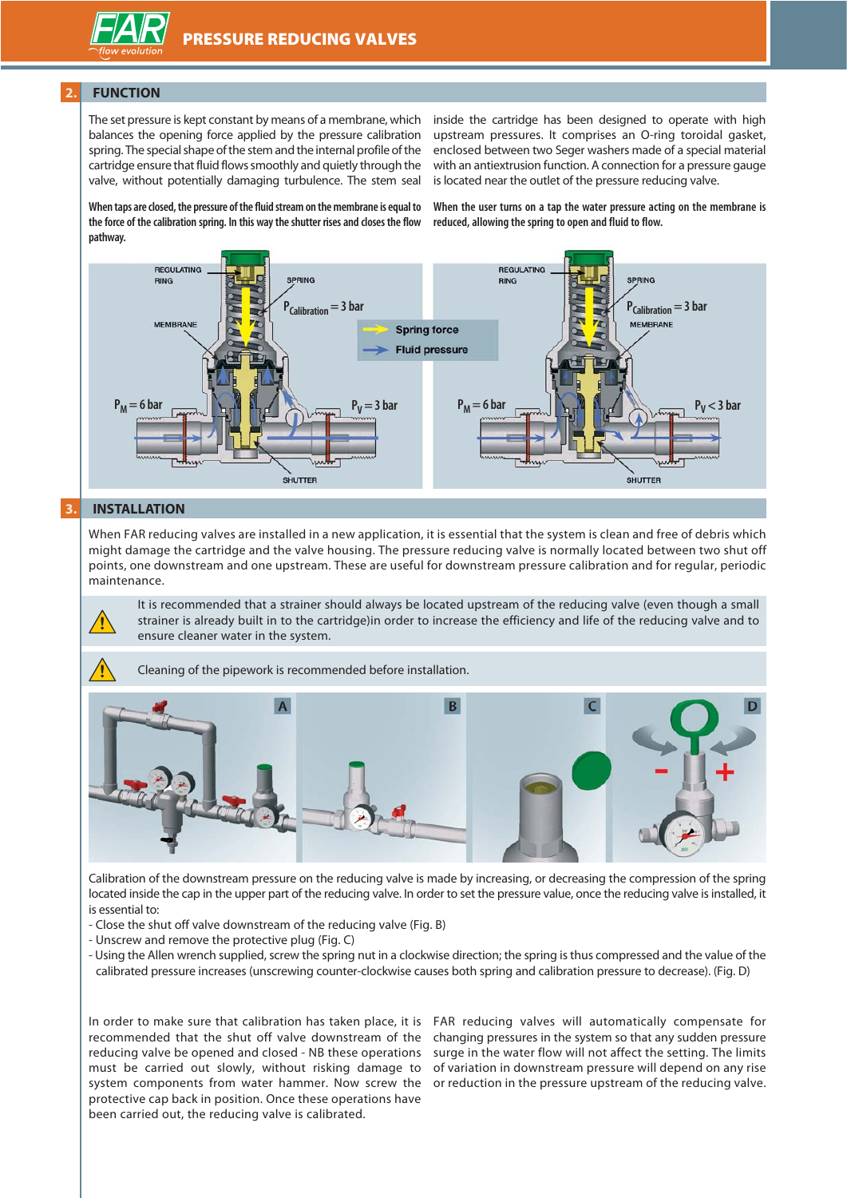## 2. FUNCTION

The set pressure is kept constant by means of a membrane, which balances the opening force applied by the pressure calibration spring. The special shape of the stem and the internal profile of the cartridge ensure that fluid flows smoothly and quietly through the valve, without potentially damaging turbulence. The stem seal inside the cartridge has been designed to operate with high upstream pressures. It comprises an O-ring toroidal gasket, enclosed between two Seger washers made of a special material with an antiextrusion function. A connection for a pressure gauge is located near the outlet of the pressure reducing valve.

**When taps are closed, the pressure of the fluid stream on the membrane is equal to the force of the calibration spring. In this way the shutter rises and closes the flow pathway.**

**When the user turns on a tap the water pressure acting on the membrane is reduced, allowing the spring to open and fluid to flow.**

REGULATING RING, SPRING, $P_{Calibration} = 3$ bar, MEMBRANE, $P_M = 6$ bar, $P_V = 3$ bar, SHUTTER

Spring force
Fluid pressure

REGULATING RING, SPRING, $P_{Calibration} = 3$ bar, MEMBRANE, $P_M = 6$ bar, $P_V < 3$ bar, SHUTTER

## 3. INSTALLATION

When FAR reducing valves are installed in a new application, it is essential that the system is clean and free of debris which might damage the cartridge and the valve housing. The pressure reducing valve is normally located between two shut off points, one downstream and one upstream. These are useful for downstream pressure calibration and for regular, periodic maintenance.

⚠ It is recommended that a strainer should always be located upstream of the reducing valve (even though a small strainer is already built in to the cartridge)in order to increase the efficiency and life of the reducing valve and to ensure cleaner water in the system.

⚠ Cleaning of the pipework is recommended before installation.

A B C D

Calibration of the downstream pressure on the reducing valve is made by increasing, or decreasing the compression of the spring located inside the cap in the upper part of the reducing valve. In order to set the pressure value, once the reducing valve is installed, it is essential to:

- Close the shut off valve downstream of the reducing valve (Fig. B)
- Unscrew and remove the protective plug (Fig. C)
- Using the Allen wrench supplied, screw the spring nut in a clockwise direction; the spring is thus compressed and the value of the calibrated pressure increases (unscrewing counter-clockwise causes both spring and calibration pressure to decrease). (Fig. D)

In order to make sure that calibration has taken place, it is recommended that the shut off valve downstream of the reducing valve be opened and closed - NB these operations must be carried out slowly, without risking damage to system components from water hammer. Now screw the protective cap back in position. Once these operations have been carried out, the reducing valve is calibrated.

FAR reducing valves will automatically compensate for changing pressures in the system so that any sudden pressure surge in the water flow will not affect the setting. The limits of variation in downstream pressure will depend on any rise or reduction in the pressure upstream of the reducing valve.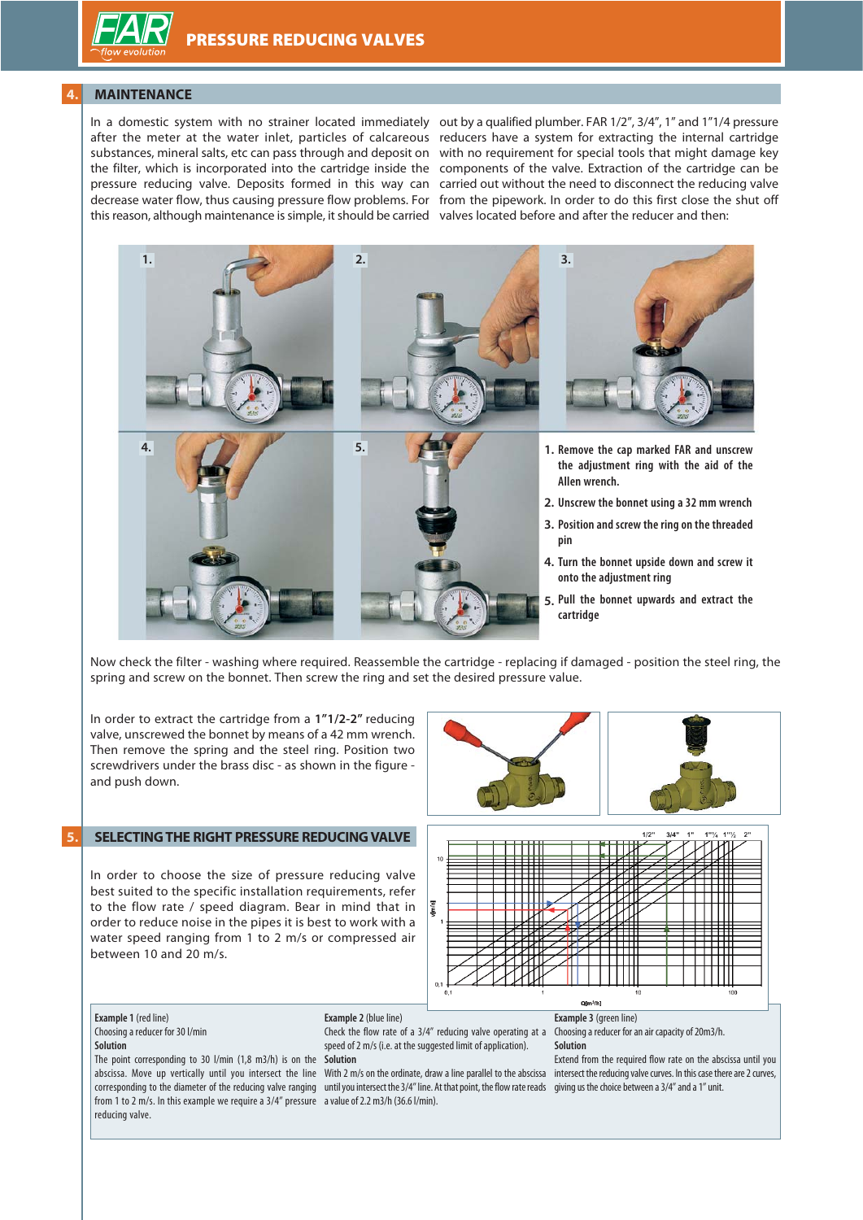## 4. MAINTENANCE

In a domestic system with no strainer located immediately after the meter at the water inlet, particles of calcareous substances, mineral salts, etc can pass through and deposit on the filter, which is incorporated into the cartridge inside the pressure reducing valve. Deposits formed in this way can decrease water flow, thus causing pressure flow problems. For this reason, although maintenance is simple, it should be carried out by a qualified plumber. FAR 1/2", 3/4", 1" and 1"1/4 pressure reducers have a system for extracting the internal cartridge with no requirement for special tools that might damage key components of the valve. Extraction of the cartridge can be carried out without the need to disconnect the reducing valve from the pipework. In order to do this first close the shut off valves located before and after the reducer and then:

1. **Remove the cap marked FAR and unscrew the adjustment ring with the aid of the Allen wrench.**
2. **Unscrew the bonnet using a 32 mm wrench**
3. **Position and screw the ring on the threaded pin**
4. **Turn the bonnet upside down and screw it onto the adjustment ring**
5. **Pull the bonnet upwards and extract the cartridge**

Now check the filter - washing where required. Reassemble the cartridge - replacing if damaged - position the steel ring, the spring and screw on the bonnet. Then screw the ring and set the desired pressure value.

In order to extract the cartridge from a **1"1/2-2"** reducing valve, unscrewed the bonnet by means of a 42 mm wrench. Then remove the spring and the steel ring. Position two screwdrivers under the brass disc - as shown in the figure - and push down.

## 5. SELECTING THE RIGHT PRESSURE REDUCING VALVE

In order to choose the size of pressure reducing valve best suited to the specific installation requirements, refer to the flow rate / speed diagram. Bear in mind that in order to reduce noise in the pipes it is best to work with a water speed ranging from 1 to 2 m/s or compressed air between 10 and 20 m/s.

**Example 1** (red line)
Choosing a reducer for 30 l/min
**Solution**
The point corresponding to 30 l/min (1,8 m3/h) is on the abscissa. Move up vertically until you intersect the line corresponding to the diameter of the reducing valve ranging from 1 to 2 m/s. In this example we require a 3/4" pressure reducing valve.

**Example 2** (blue line)
Check the flow rate of a 3/4" reducing valve operating at a speed of 2 m/s (i.e. at the suggested limit of application).
**Solution**
With 2 m/s on the ordinate, draw a line parallel to the abscissa until you intersect the 3/4" line. At that point, the flow rate reads a value of 2.2 m3/h (36.6 l/min).

**Example 3** (green line)
Choosing a reducer for an air capacity of 20m3/h.
**Solution**
Extend from the required flow rate on the abscissa until you intersect the reducing valve curves. In this case there are 2 curves, giving us the choice between a 3/4" and a 1" unit.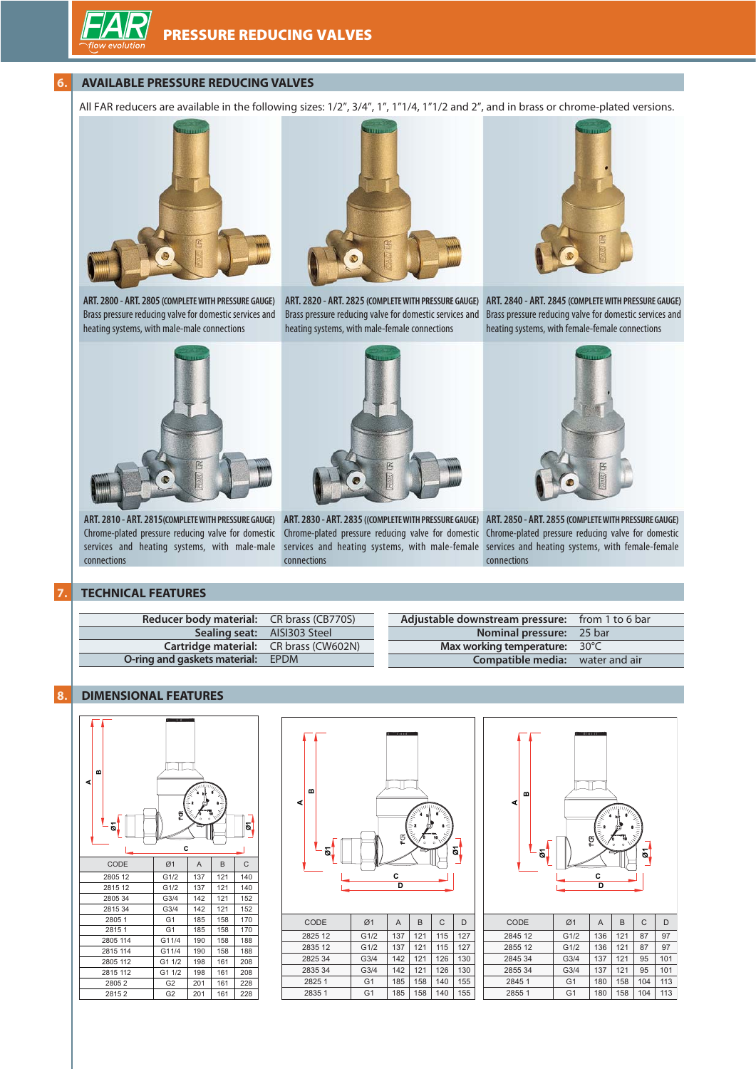## 6. AVAILABLE PRESSURE REDUCING VALVES

All FAR reducers are available in the following sizes: 1/2", 3/4", 1", 1"1/4, 1"1/2 and 2", and in brass or chrome-plated versions.

**ART. 2800 - ART. 2805 (COMPLETE WITH PRESSURE GAUGE)**
Brass pressure reducing valve for domestic services and heating systems, with male-male connections

**ART. 2820 - ART. 2825 (COMPLETE WITH PRESSURE GAUGE)**
Brass pressure reducing valve for domestic services and heating systems, with male-female connections

**ART. 2840 - ART. 2845 (COMPLETE WITH PRESSURE GAUGE)**
Brass pressure reducing valve for domestic services and heating systems, with female-female connections

**ART. 2810 - ART. 2815 (COMPLETE WITH PRESSURE GAUGE)**
Chrome-plated pressure reducing valve for domestic services and heating systems, with male-male connections

**ART. 2830 - ART. 2835 ((COMPLETE WITH PRESSURE GAUGE)**
Chrome-plated pressure reducing valve for domestic services and heating systems, with male-female connections

**ART. 2850 - ART. 2855 (COMPLETE WITH PRESSURE GAUGE)**
Chrome-plated pressure reducing valve for domestic services and heating systems, with female-female connections

## 7. TECHNICAL FEATURES

| | |
|---|---|
| **Reducer body material:** | CR brass (CB770S) |
| **Sealing seat:** | AISI303 Steel |
| **Cartridge material:** | CR brass (CW602N) |
| **O-ring and gaskets material:** | EPDM |

| | |
|---|---|
| **Adjustable downstream pressure:** | from 1 to 6 bar |
| **Nominal pressure:** | 25 bar |
| **Max working temperature:** | 30°C |
| **Compatible media:** | water and air |

## 8. DIMENSIONAL FEATURES

| CODE | Ø1 | A | B | C |
|---|---|---|---|---|
| 2805 12 | G1/2 | 137 | 121 | 140 |
| 2815 12 | G1/2 | 137 | 121 | 140 |
| 2805 34 | G3/4 | 142 | 121 | 152 |
| 2815 34 | G3/4 | 142 | 121 | 152 |
| 2805 1 | G1 | 185 | 158 | 170 |
| 2815 1 | G1 | 185 | 158 | 170 |
| 2805 114 | G11/4 | 190 | 158 | 188 |
| 2815 114 | G11/4 | 190 | 158 | 188 |
| 2805 112 | G1 1/2 | 198 | 161 | 208 |
| 2815 112 | G1 1/2 | 198 | 161 | 208 |
| 2805 2 | G2 | 201 | 161 | 228 |
| 2815 2 | G2 | 201 | 161 | 228 |

| CODE | Ø1 | A | B | C | D |
|---|---|---|---|---|---|
| 2825 12 | G1/2 | 137 | 121 | 115 | 127 |
| 2835 12 | G1/2 | 137 | 121 | 115 | 127 |
| 2825 34 | G3/4 | 142 | 121 | 126 | 130 |
| 2835 34 | G3/4 | 142 | 121 | 126 | 130 |
| 2825 1 | G1 | 185 | 158 | 140 | 155 |
| 2835 1 | G1 | 185 | 158 | 140 | 155 |

| CODE | Ø1 | A | B | C | D |
|---|---|---|---|---|---|
| 2845 12 | G1/2 | 136 | 121 | 87 | 97 |
| 2855 12 | G1/2 | 136 | 121 | 87 | 97 |
| 2845 34 | G3/4 | 137 | 121 | 95 | 101 |
| 2855 34 | G3/4 | 137 | 121 | 95 | 101 |
| 2845 1 | G1 | 180 | 158 | 104 | 113 |
| 2855 1 | G1 | 180 | 158 | 104 | 113 |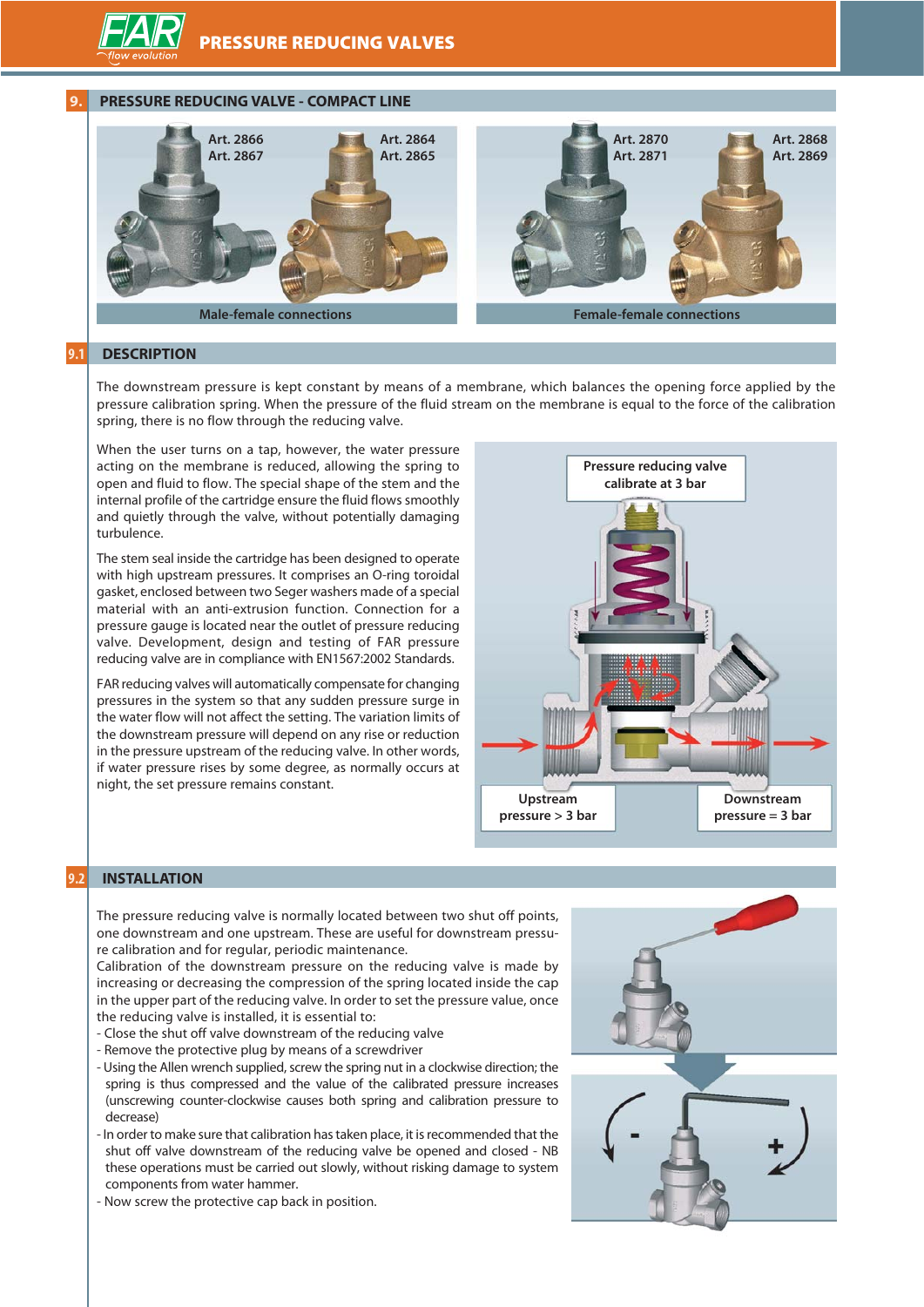## 9. PRESSURE REDUCING VALVE - COMPACT LINE

Art. 2866
Art. 2867

Art. 2864
Art. 2865

Male-female connections

Art. 2870
Art. 2871

Art. 2868
Art. 2869

Female-female connections

### 9.1 DESCRIPTION

The downstream pressure is kept constant by means of a membrane, which balances the opening force applied by the pressure calibration spring. When the pressure of the fluid stream on the membrane is equal to the force of the calibration spring, there is no flow through the reducing valve.

When the user turns on a tap, however, the water pressure acting on the membrane is reduced, allowing the spring to open and fluid to flow. The special shape of the stem and the internal profile of the cartridge ensure the fluid flows smoothly and quietly through the valve, without potentially damaging turbulence.

The stem seal inside the cartridge has been designed to operate with high upstream pressures. It comprises an O-ring toroidal gasket, enclosed between two Seger washers made of a special material with an anti-extrusion function. Connection for a pressure gauge is located near the outlet of pressure reducing valve. Development, design and testing of FAR pressure reducing valve are in compliance with EN1567:2002 Standards.

FAR reducing valves will automatically compensate for changing pressures in the system so that any sudden pressure surge in the water flow will not affect the setting. The variation limits of the downstream pressure will depend on any rise or reduction in the pressure upstream of the reducing valve. In other words, if water pressure rises by some degree, as normally occurs at night, the set pressure remains constant.

Pressure reducing valve calibrate at 3 bar

Upstream pressure > 3 bar

Downstream pressure = 3 bar

### 9.2 INSTALLATION

The pressure reducing valve is normally located between two shut off points, one downstream and one upstream. These are useful for downstream pressure calibration and for regular, periodic maintenance.
Calibration of the downstream pressure on the reducing valve is made by increasing or decreasing the compression of the spring located inside the cap in the upper part of the reducing valve. In order to set the pressure value, once the reducing valve is installed, it is essential to:

- Close the shut off valve downstream of the reducing valve
- Remove the protective plug by means of a screwdriver
- Using the Allen wrench supplied, screw the spring nut in a clockwise direction; the spring is thus compressed and the value of the calibrated pressure increases (unscrewing counter-clockwise causes both spring and calibration pressure to decrease)
- In order to make sure that calibration has taken place, it is recommended that the shut off valve downstream of the reducing valve be opened and closed - NB these operations must be carried out slowly, without risking damage to system components from water hammer.
- Now screw the protective cap back in position.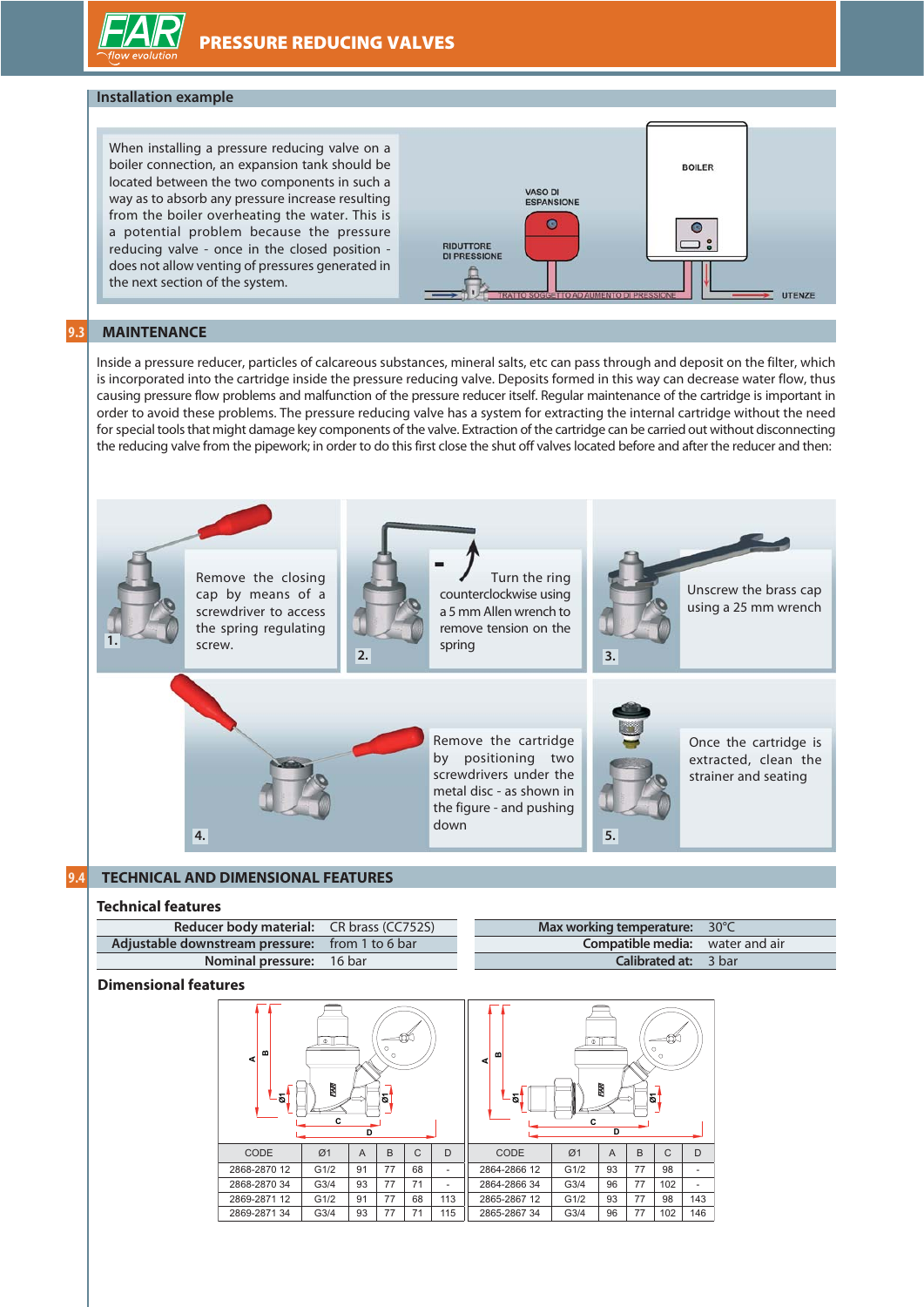## Installation example

When installing a pressure reducing valve on a boiler connection, an expansion tank should be located between the two components in such a way as to absorb any pressure increase resulting from the boiler overheating the water. This is a potential problem because the pressure reducing valve - once in the closed position - does not allow venting of pressures generated in the next section of the system.

BOILER

VASO DI ESPANSIONE

RIDUTTORE DI PRESSIONE

TRATTO SOGGETTO AD AUMENTO DI PRESSIONE

UTENZE

## 9.3 MAINTENANCE

Inside a pressure reducer, particles of calcareous substances, mineral salts, etc can pass through and deposit on the filter, which is incorporated into the cartridge inside the pressure reducing valve. Deposits formed in this way can decrease water flow, thus causing pressure flow problems and malfunction of the pressure reducer itself. Regular maintenance of the cartridge is important in order to avoid these problems. The pressure reducing valve has a system for extracting the internal cartridge without the need for special tools that might damage key components of the valve. Extraction of the cartridge can be carried out without disconnecting the reducing valve from the pipework; in order to do this first close the shut off valves located before and after the reducer and then:

1. Remove the closing cap by means of a screwdriver to access the spring regulating screw.
2. Turn the ring counterclockwise using a 5 mm Allen wrench to remove tension on the spring
3. Unscrew the brass cap using a 25 mm wrench
4. Remove the cartridge by positioning two screwdrivers under the metal disc - as shown in the figure - and pushing down
5. Once the cartridge is extracted, clean the strainer and seating

## 9.4 TECHNICAL AND DIMENSIONAL FEATURES

### Technical features

| | |
|---|---|
| Reducer body material: | CR brass (CC752S) |
| Adjustable downstream pressure: | from 1 to 6 bar |
| Nominal pressure: | 16 bar |
| Max working temperature: | 30°C |
| Compatible media: | water and air |
| Calibrated at: | 3 bar |

### Dimensional features

| CODE | Ø1 | A | B | C | D |
|---|---|---|---|---|---|
| 2868-2870 12 | G1/2 | 91 | 77 | 68 | - |
| 2868-2870 34 | G3/4 | 93 | 77 | 71 | - |
| 2869-2871 12 | G1/2 | 91 | 77 | 68 | 113 |
| 2869-2871 34 | G3/4 | 93 | 77 | 71 | 115 |

| CODE | Ø1 | A | B | C | D |
|---|---|---|---|---|---|
| 2864-2866 12 | G1/2 | 93 | 77 | 98 | - |
| 2864-2866 34 | G3/4 | 96 | 77 | 102 | - |
| 2865-2867 12 | G1/2 | 93 | 77 | 98 | 143 |
| 2865-2867 34 | G3/4 | 96 | 77 | 102 | 146 |